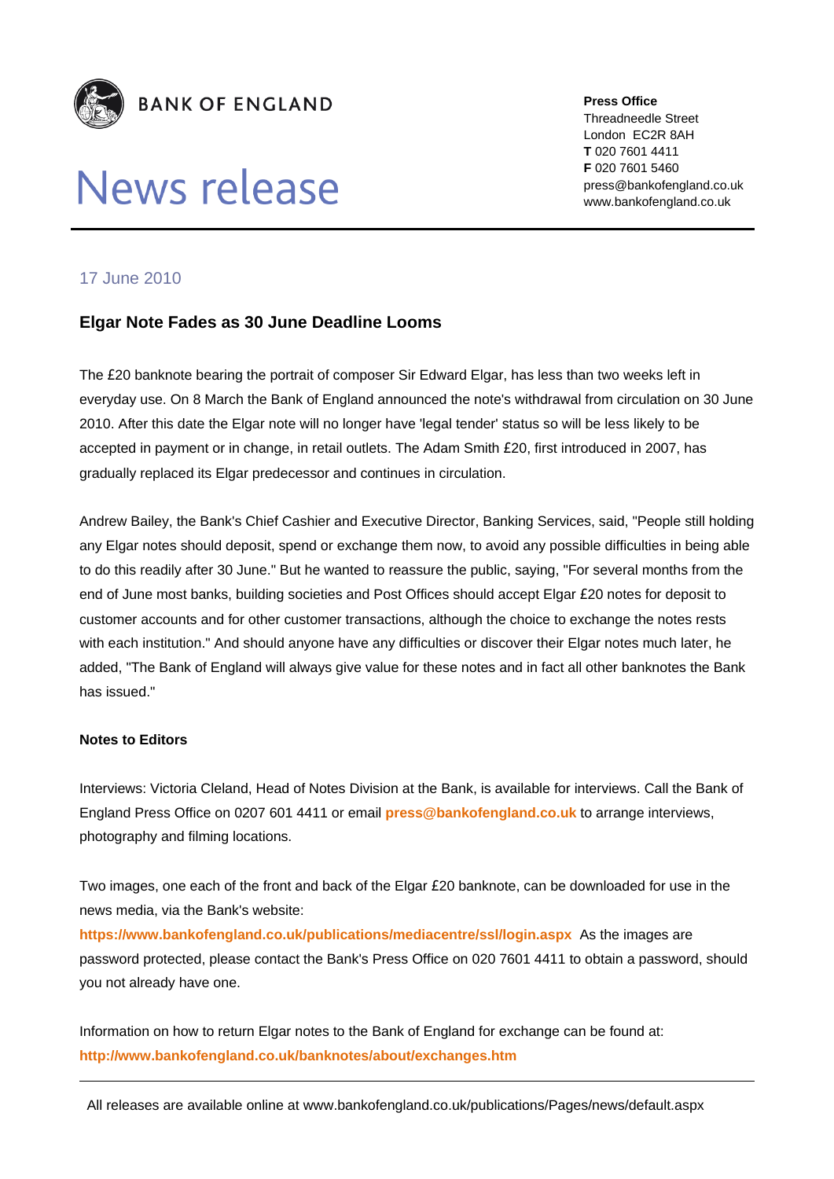BANK OF ENGLAND

# News release

**Press Office**
Threadneedle Street
London EC2R 8AH
**T** 020 7601 4411
**F** 020 7601 5460
press@bankofengland.co.uk
www.bankofengland.co.uk

17 June 2010

## Elgar Note Fades as 30 June Deadline Looms

The £20 banknote bearing the portrait of composer Sir Edward Elgar, has less than two weeks left in everyday use. On 8 March the Bank of England announced the note's withdrawal from circulation on 30 June 2010. After this date the Elgar note will no longer have 'legal tender' status so will be less likely to be accepted in payment or in change, in retail outlets. The Adam Smith £20, first introduced in 2007, has gradually replaced its Elgar predecessor and continues in circulation.

Andrew Bailey, the Bank's Chief Cashier and Executive Director, Banking Services, said, "People still holding any Elgar notes should deposit, spend or exchange them now, to avoid any possible difficulties in being able to do this readily after 30 June." But he wanted to reassure the public, saying, "For several months from the end of June most banks, building societies and Post Offices should accept Elgar £20 notes for deposit to customer accounts and for other customer transactions, although the choice to exchange the notes rests with each institution." And should anyone have any difficulties or discover their Elgar notes much later, he added, "The Bank of England will always give value for these notes and in fact all other banknotes the Bank has issued."

**Notes to Editors**

Interviews: Victoria Cleland, Head of Notes Division at the Bank, is available for interviews. Call the Bank of England Press Office on 0207 601 4411 or email **press@bankofengland.co.uk** to arrange interviews, photography and filming locations.

Two images, one each of the front and back of the Elgar £20 banknote, can be downloaded for use in the news media, via the Bank's website:
**https://www.bankofengland.co.uk/publications/mediacentre/ssl/login.aspx** As the images are password protected, please contact the Bank's Press Office on 020 7601 4411 to obtain a password, should you not already have one.

Information on how to return Elgar notes to the Bank of England for exchange can be found at:
**http://www.bankofengland.co.uk/banknotes/about/exchanges.htm**

All releases are available online at www.bankofengland.co.uk/publications/Pages/news/default.aspx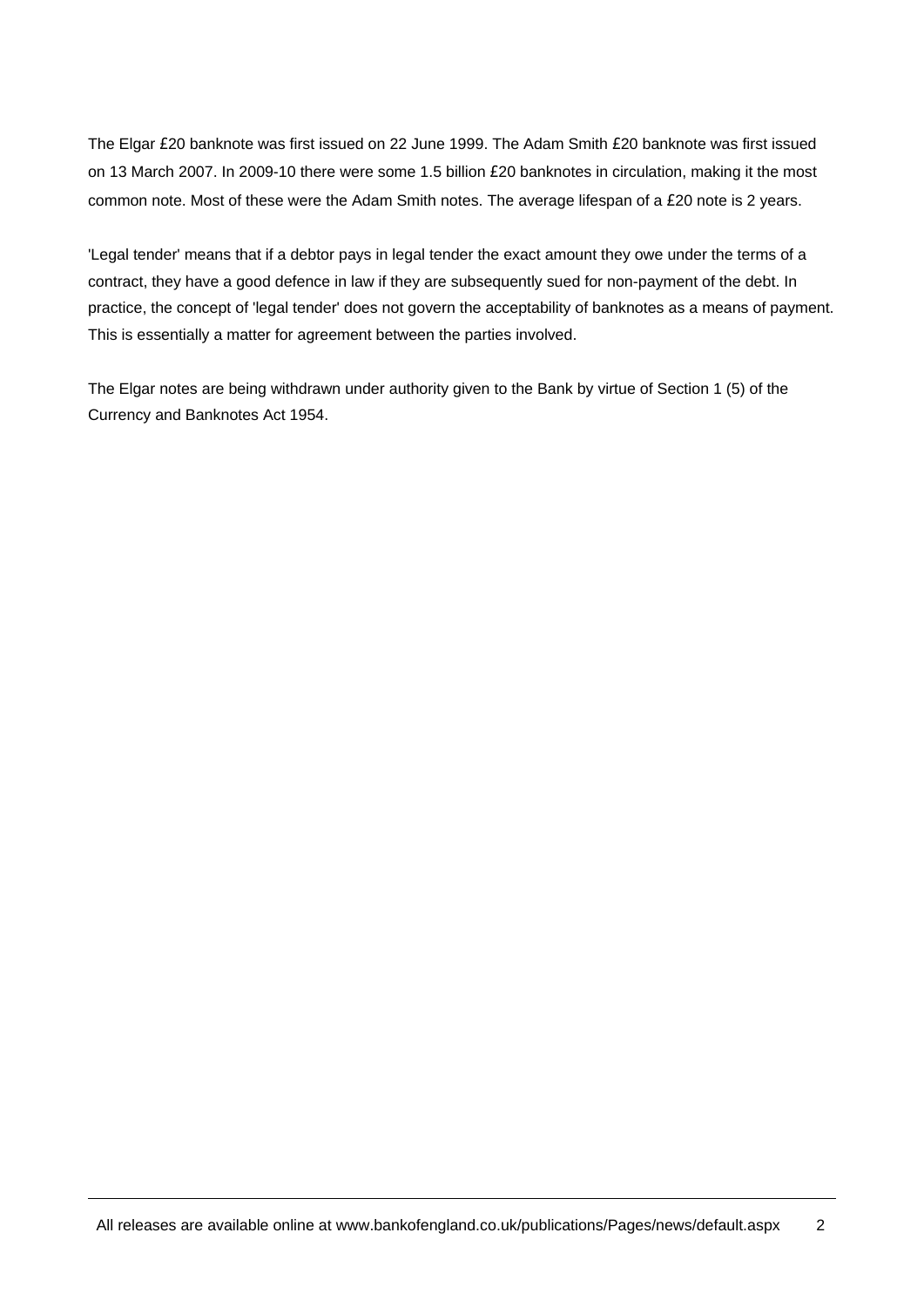The Elgar £20 banknote was first issued on 22 June 1999. The Adam Smith £20 banknote was first issued on 13 March 2007. In 2009-10 there were some 1.5 billion £20 banknotes in circulation, making it the most common note. Most of these were the Adam Smith notes. The average lifespan of a £20 note is 2 years.

'Legal tender' means that if a debtor pays in legal tender the exact amount they owe under the terms of a contract, they have a good defence in law if they are subsequently sued for non-payment of the debt. In practice, the concept of 'legal tender' does not govern the acceptability of banknotes as a means of payment. This is essentially a matter for agreement between the parties involved.

The Elgar notes are being withdrawn under authority given to the Bank by virtue of Section 1 (5) of the Currency and Banknotes Act 1954.